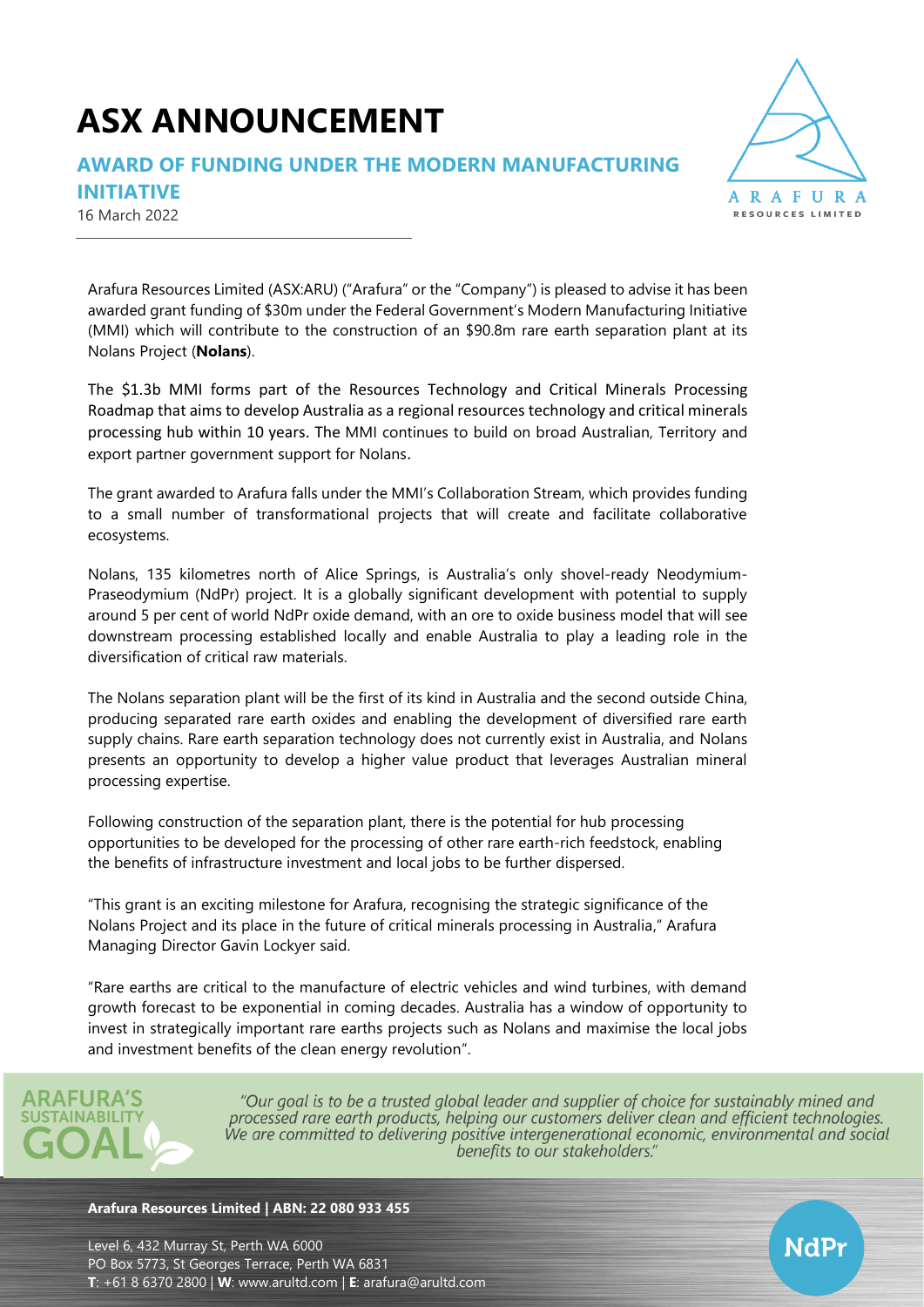# ASX ANNOUNCEMENT

## AWARD OF FUNDING UNDER THE MODERN MANUFACTURING INITIATIVE

16 March 2022

Arafura Resources Limited (ASX:ARU) ("Arafura" or the "Company") is pleased to advise it has been awarded grant funding of $30m under the Federal Government's Modern Manufacturing Initiative (MMI) which will contribute to the construction of an $90.8m rare earth separation plant at its Nolans Project (**Nolans**).

The $1.3b MMI forms part of the Resources Technology and Critical Minerals Processing Roadmap that aims to develop Australia as a regional resources technology and critical minerals processing hub within 10 years. The MMI continues to build on broad Australian, Territory and export partner government support for Nolans.

The grant awarded to Arafura falls under the MMI's Collaboration Stream, which provides funding to a small number of transformational projects that will create and facilitate collaborative ecosystems.

Nolans, 135 kilometres north of Alice Springs, is Australia's only shovel-ready Neodymium-Praseodymium (NdPr) project. It is a globally significant development with potential to supply around 5 per cent of world NdPr oxide demand, with an ore to oxide business model that will see downstream processing established locally and enable Australia to play a leading role in the diversification of critical raw materials.

The Nolans separation plant will be the first of its kind in Australia and the second outside China, producing separated rare earth oxides and enabling the development of diversified rare earth supply chains. Rare earth separation technology does not currently exist in Australia, and Nolans presents an opportunity to develop a higher value product that leverages Australian mineral processing expertise.

Following construction of the separation plant, there is the potential for hub processing opportunities to be developed for the processing of other rare earth-rich feedstock, enabling the benefits of infrastructure investment and local jobs to be further dispersed.

"This grant is an exciting milestone for Arafura, recognising the strategic significance of the Nolans Project and its place in the future of critical minerals processing in Australia," Arafura Managing Director Gavin Lockyer said.

"Rare earths are critical to the manufacture of electric vehicles and wind turbines, with demand growth forecast to be exponential in coming decades. Australia has a window of opportunity to invest in strategically important rare earths projects such as Nolans and maximise the local jobs and investment benefits of the clean energy revolution".

**ARAFURA'S SUSTAINABILITY GOAL**

*"Our goal is to be a trusted global leader and supplier of choice for sustainably mined and processed rare earth products, helping our customers deliver clean and efficient technologies. We are committed to delivering positive intergenerational economic, environmental and social benefits to our stakeholders."*

**Arafura Resources Limited | ABN: 22 080 933 455**

Level 6, 432 Murray St, Perth WA 6000
PO Box 5773, St Georges Terrace, Perth WA 6831
**T**: +61 8 6370 2800 | **W**: www.arultd.com | **E**: arafura@arultd.com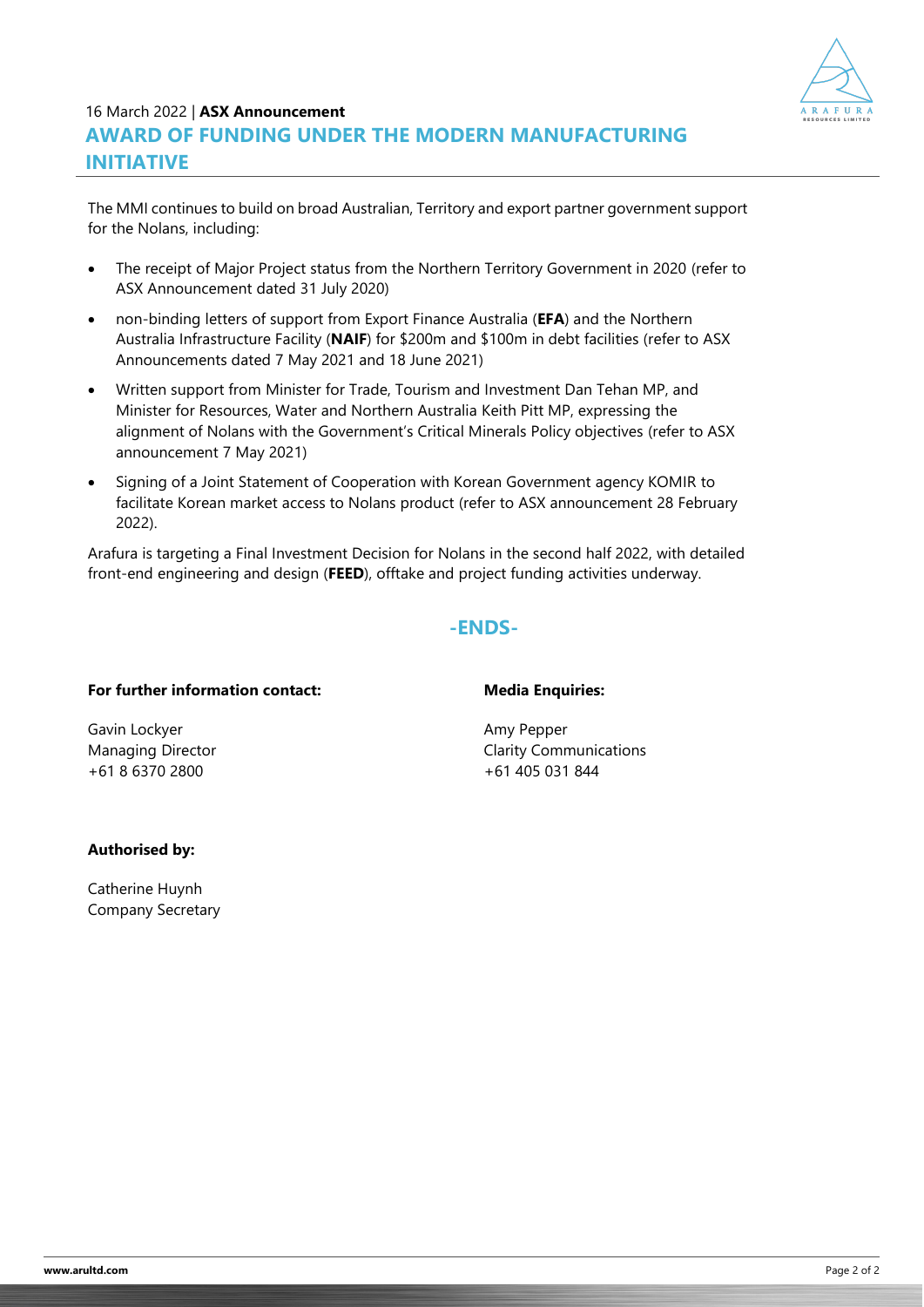16 March 2022 | **ASX Announcement**

# AWARD OF FUNDING UNDER THE MODERN MANUFACTURING INITIATIVE

The MMI continues to build on broad Australian, Territory and export partner government support for the Nolans, including:

- The receipt of Major Project status from the Northern Territory Government in 2020 (refer to ASX Announcement dated 31 July 2020)
- non-binding letters of support from Export Finance Australia (**EFA**) and the Northern Australia Infrastructure Facility (**NAIF**) for $200m and $100m in debt facilities (refer to ASX Announcements dated 7 May 2021 and 18 June 2021)
- Written support from Minister for Trade, Tourism and Investment Dan Tehan MP, and Minister for Resources, Water and Northern Australia Keith Pitt MP, expressing the alignment of Nolans with the Government's Critical Minerals Policy objectives (refer to ASX announcement 7 May 2021)
- Signing of a Joint Statement of Cooperation with Korean Government agency KOMIR to facilitate Korean market access to Nolans product (refer to ASX announcement 28 February 2022).

Arafura is targeting a Final Investment Decision for Nolans in the second half 2022, with detailed front-end engineering and design (**FEED**), offtake and project funding activities underway.

**-ENDS-**

**For further information contact:**

Gavin Lockyer
Managing Director
+61 8 6370 2800

**Media Enquiries:**

Amy Pepper
Clarity Communications
+61 405 031 844

**Authorised by:**

Catherine Huynh
Company Secretary